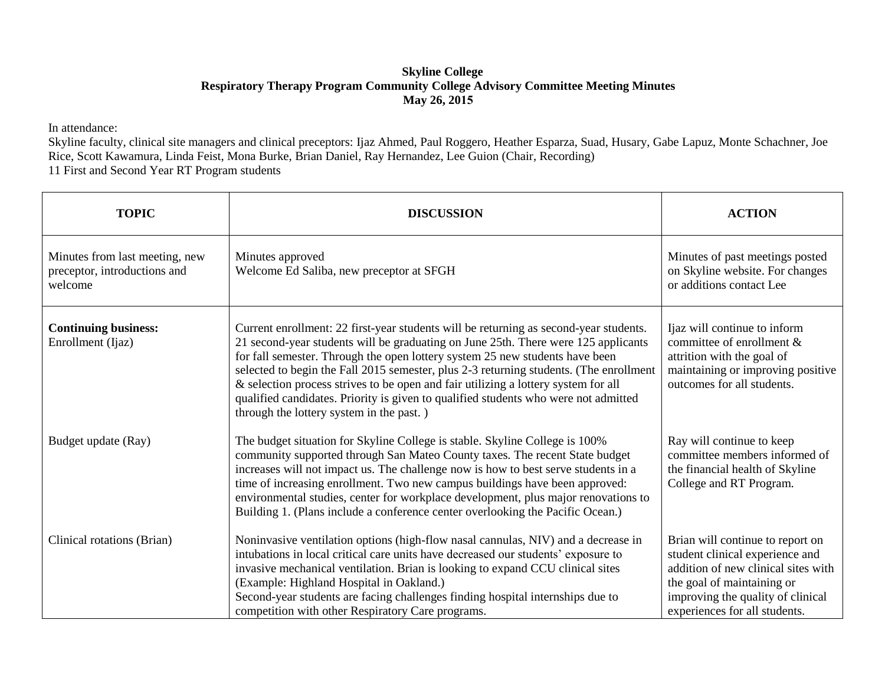**Skyline College**
**Respiratory Therapy Program Community College Advisory Committee Meeting Minutes**
**May 26, 2015**

In attendance:
Skyline faculty, clinical site managers and clinical preceptors: Ijaz Ahmed, Paul Roggero, Heather Esparza, Suad, Husary, Gabe Lapuz, Monte Schachner, Joe Rice, Scott Kawamura, Linda Feist, Mona Burke, Brian Daniel, Ray Hernandez, Lee Guion (Chair, Recording)
11 First and Second Year RT Program students

| TOPIC | DISCUSSION | ACTION |
|---|---|---|
| Minutes from last meeting, new preceptor, introductions and welcome | Minutes approved<br>Welcome Ed Saliba, new preceptor at SFGH | Minutes of past meetings posted on Skyline website. For changes or additions contact Lee |
| **Continuing business:**<br>Enrollment (Ijaz) | Current enrollment: 22 first-year students will be returning as second-year students. 21 second-year students will be graduating on June 25th. There were 125 applicants for fall semester. Through the open lottery system 25 new students have been selected to begin the Fall 2015 semester, plus 2-3 returning students. (The enrollment & selection process strives to be open and fair utilizing a lottery system for all qualified candidates. Priority is given to qualified students who were not admitted through the lottery system in the past. ) | Ijaz will continue to inform committee of enrollment & attrition with the goal of maintaining or improving positive outcomes for all students. |
| Budget update (Ray) | The budget situation for Skyline College is stable. Skyline College is 100% community supported through San Mateo County taxes. The recent State budget increases will not impact us. The challenge now is how to best serve students in a time of increasing enrollment. Two new campus buildings have been approved: environmental studies, center for workplace development, plus major renovations to Building 1. (Plans include a conference center overlooking the Pacific Ocean.) | Ray will continue to keep committee members informed of the financial health of Skyline College and RT Program. |
| Clinical rotations (Brian) | Noninvasive ventilation options (high-flow nasal cannulas, NIV) and a decrease in intubations in local critical care units have decreased our students' exposure to invasive mechanical ventilation. Brian is looking to expand CCU clinical sites (Example: Highland Hospital in Oakland.)<br>Second-year students are facing challenges finding hospital internships due to competition with other Respiratory Care programs. | Brian will continue to report on student clinical experience and addition of new clinical sites with the goal of maintaining or improving the quality of clinical experiences for all students. |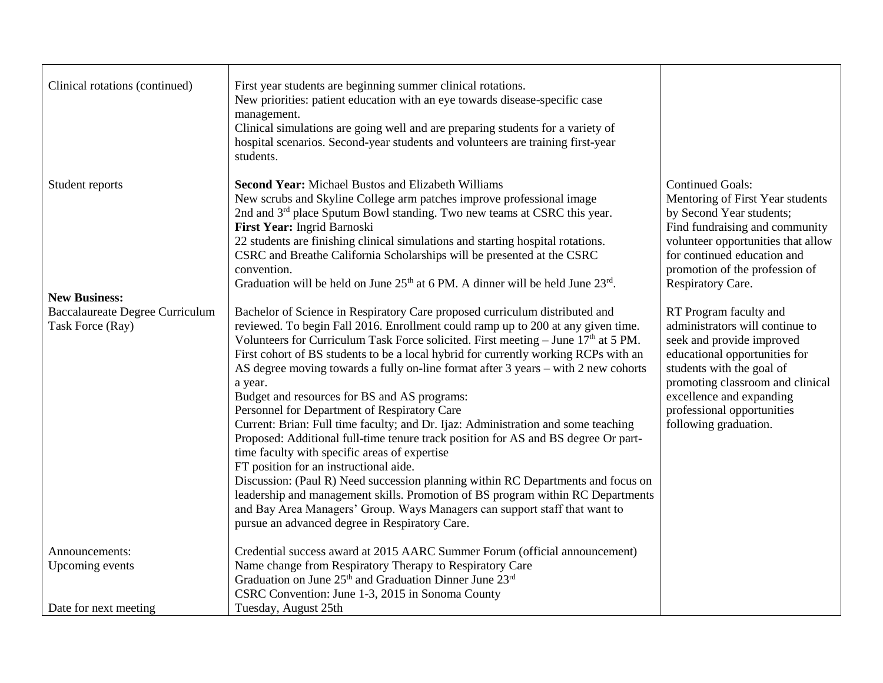| | | |
|---|---|---|
| Clinical rotations (continued) | First year students are beginning summer clinical rotations.<br>New priorities: patient education with an eye towards disease-specific case management.<br>Clinical simulations are going well and are preparing students for a variety of hospital scenarios. Second-year students and volunteers are training first-year students. | |
| Student reports | **Second Year:** Michael Bustos and Elizabeth Williams<br>New scrubs and Skyline College arm patches improve professional image<br>2nd and 3rd place Sputum Bowl standing. Two new teams at CSRC this year.<br>**First Year:** Ingrid Barnoski<br>22 students are finishing clinical simulations and starting hospital rotations.<br>CSRC and Breathe California Scholarships will be presented at the CSRC convention.<br>Graduation will be held on June 25th at 6 PM. A dinner will be held June 23rd. | Continued Goals:<br>Mentoring of First Year students by Second Year students;<br>Find fundraising and community volunteer opportunities that allow for continued education and promotion of the profession of Respiratory Care. |
| **New Business:**<br>Baccalaureate Degree Curriculum Task Force (Ray) | Bachelor of Science in Respiratory Care proposed curriculum distributed and reviewed. To begin Fall 2016. Enrollment could ramp up to 200 at any given time.<br>Volunteers for Curriculum Task Force solicited. First meeting – June 17th at 5 PM.<br>First cohort of BS students to be a local hybrid for currently working RCPs with an AS degree moving towards a fully on-line format after 3 years – with 2 new cohorts a year.<br>Budget and resources for BS and AS programs:<br>Personnel for Department of Respiratory Care<br>Current: Brian: Full time faculty; and Dr. Ijaz: Administration and some teaching<br>Proposed: Additional full-time tenure track position for AS and BS degree Or part-time faculty with specific areas of expertise<br>FT position for an instructional aide.<br>Discussion: (Paul R) Need succession planning within RC Departments and focus on leadership and management skills. Promotion of BS program within RC Departments and Bay Area Managers' Group. Ways Managers can support staff that want to pursue an advanced degree in Respiratory Care. | RT Program faculty and administrators will continue to seek and provide improved educational opportunities for students with the goal of promoting classroom and clinical excellence and expanding professional opportunities following graduation. |
| Announcements:<br>Upcoming events | Credential success award at 2015 AARC Summer Forum (official announcement)<br>Name change from Respiratory Therapy to Respiratory Care<br>Graduation on June 25th and Graduation Dinner June 23rd<br>CSRC Convention: June 1-3, 2015 in Sonoma County | |
| Date for next meeting | Tuesday, August 25th | |